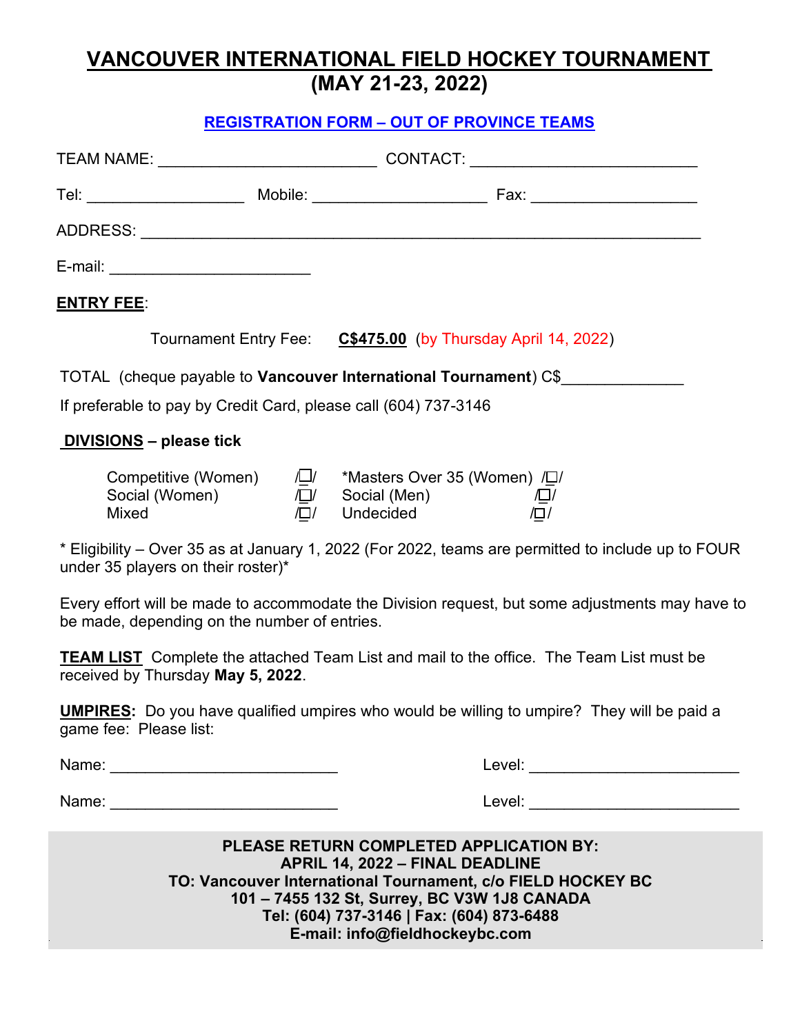# VANCOUVER INTERNATIONAL FIELD HOCKEY TOURNAMENT
## (MAY 21-23, 2022)

**REGISTRATION FORM – OUT OF PROVINCE TEAMS**

TEAM NAME: ________________________ CONTACT: _________________________

Tel: _________________ Mobile: ___________________ Fax: __________________

ADDRESS: ______________________________________________________________

E-mail: ______________________

**ENTRY FEE**:

Tournament Entry Fee: **C$475.00** (by Thursday April 14, 2022)

TOTAL (cheque payable to **Vancouver International Tournament**) C$_____________

If preferable to pay by Credit Card, please call (604) 737-3146

**DIVISIONS – please tick**

| | | | |
|---|---|---|---|
| Competitive (Women) | /☐/ | *Masters Over 35 (Women) | /☐/ |
| Social (Women) | /☐/ | Social (Men) | /☐/ |
| Mixed | /☐/ | Undecided | /☐/ |

* Eligibility – Over 35 as at January 1, 2022 (For 2022, teams are permitted to include up to FOUR under 35 players on their roster)*

Every effort will be made to accommodate the Division request, but some adjustments may have to be made, depending on the number of entries.

**TEAM LIST** Complete the attached Team List and mail to the office. The Team List must be received by Thursday **May 5, 2022**.

**UMPIRES:** Do you have qualified umpires who would be willing to umpire? They will be paid a game fee: Please list:

Name: _________________________ Level: _______________________

Name: _________________________ Level: _______________________

**PLEASE RETURN COMPLETED APPLICATION BY:**
**APRIL 14, 2022 – FINAL DEADLINE**
**TO: Vancouver International Tournament, c/o FIELD HOCKEY BC**
**101 – 7455 132 St, Surrey, BC V3W 1J8 CANADA**
**Tel: (604) 737-3146 | Fax: (604) 873-6488**
**E-mail: info@fieldhockeybc.com**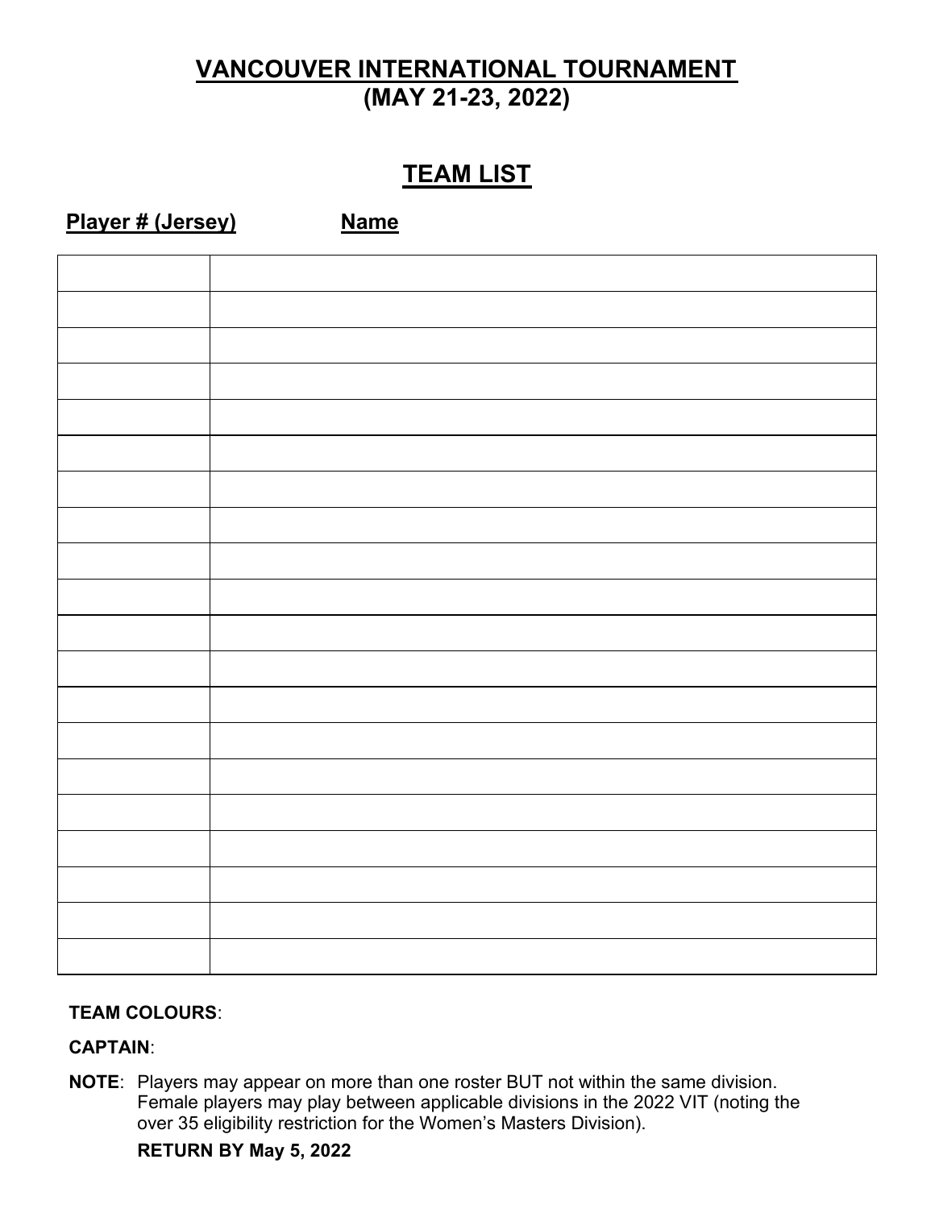# VANCOUVER INTERNATIONAL TOURNAMENT
# (MAY 21-23, 2022)

## TEAM LIST

| Player # (Jersey) | Name |
|---|---|
| | |
| | |
| | |
| | |
| | |
| | |
| | |
| | |
| | |
| | |
| | |
| | |
| | |
| | |
| | |
| | |
| | |
| | |
| | |
| | |

**TEAM COLOURS**:

**CAPTAIN**:

**NOTE**: Players may appear on more than one roster BUT not within the same division. Female players may play between applicable divisions in the 2022 VIT (noting the over 35 eligibility restriction for the Women's Masters Division).

**RETURN BY May 5, 2022**